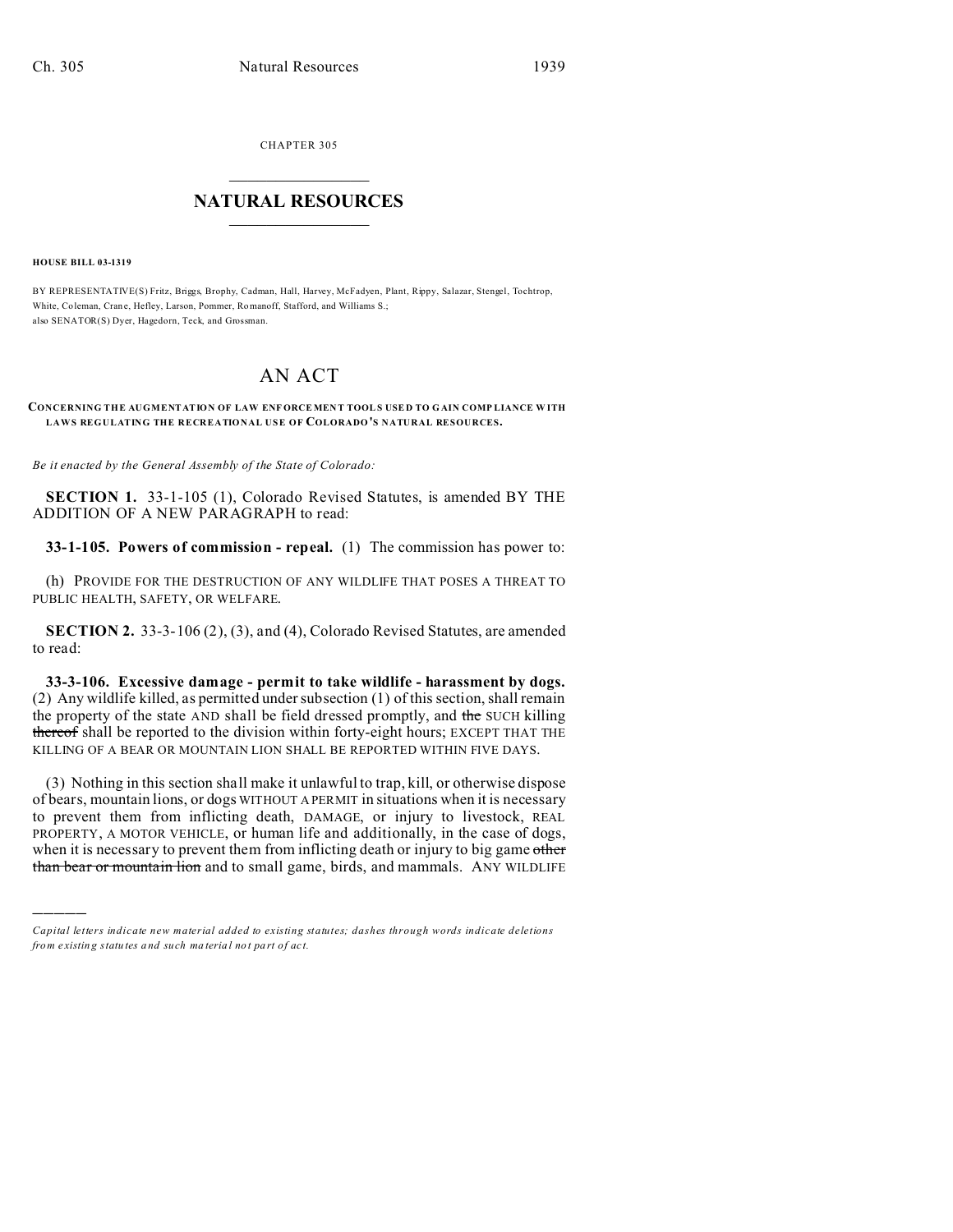CHAPTER 305

# NATURAL RESOURCES

**HOUSE BILL 03-1319**

BY REPRESENTATIVE(S) Fritz, Briggs, Brophy, Cadman, Hall, Harvey, McFadyen, Plant, Rippy, Salazar, Stengel, Tochtrop, White, Coleman, Crane, Hefley, Larson, Pommer, Romanoff, Stafford, and Williams S.;
also SENATOR(S) Dyer, Hagedorn, Teck, and Grossman.

# AN ACT

**CONCERNING THE AUGMENTATION OF LAW ENFORCEMENT TOOLS USED TO GAIN COMPLIANCE WITH LAWS REGULATING THE RECREATIONAL USE OF COLORADO'S NATURAL RESOURCES.**

*Be it enacted by the General Assembly of the State of Colorado:*

**SECTION 1.** 33-1-105 (1), Colorado Revised Statutes, is amended BY THE ADDITION OF A NEW PARAGRAPH to read:

**33-1-105. Powers of commission - repeal.** (1) The commission has power to:

(h) PROVIDE FOR THE DESTRUCTION OF ANY WILDLIFE THAT POSES A THREAT TO PUBLIC HEALTH, SAFETY, OR WELFARE.

**SECTION 2.** 33-3-106 (2), (3), and (4), Colorado Revised Statutes, are amended to read:

**33-3-106. Excessive damage - permit to take wildlife - harassment by dogs.** (2) Any wildlife killed, as permitted under subsection (1) of this section, shall remain the property of the state AND shall be field dressed promptly, and ~~the~~ SUCH killing ~~thereof~~ shall be reported to the division within forty-eight hours; EXCEPT THAT THE KILLING OF A BEAR OR MOUNTAIN LION SHALL BE REPORTED WITHIN FIVE DAYS.

(3) Nothing in this section shall make it unlawful to trap, kill, or otherwise dispose of bears, mountain lions, or dogs WITHOUT A PERMIT in situations when it is necessary to prevent them from inflicting death, DAMAGE, or injury to livestock, REAL PROPERTY, A MOTOR VEHICLE, or human life and additionally, in the case of dogs, when it is necessary to prevent them from inflicting death or injury to big game ~~other than bear or mountain lion~~ and to small game, birds, and mammals. ANY WILDLIFE

*Capital letters indicate new material added to existing statutes; dashes through words indicate deletions from existing statutes and such material not part of act.*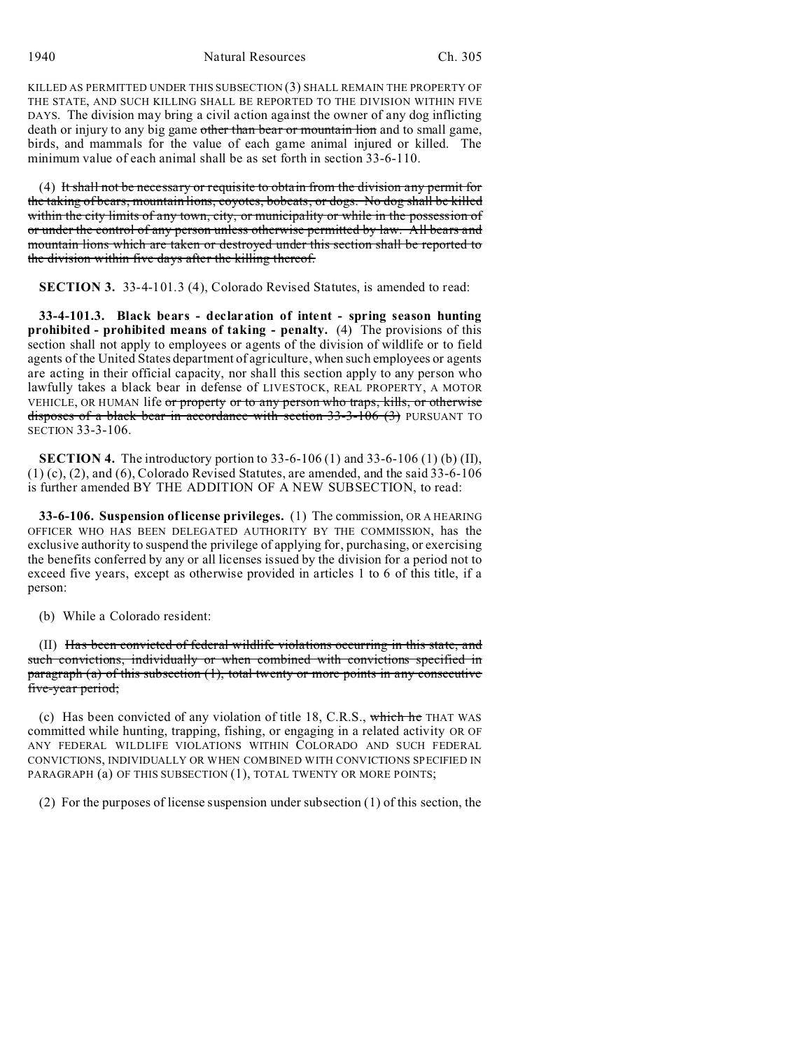KILLED AS PERMITTED UNDER THIS SUBSECTION (3) SHALL REMAIN THE PROPERTY OF THE STATE, AND SUCH KILLING SHALL BE REPORTED TO THE DIVISION WITHIN FIVE DAYS. The division may bring a civil action against the owner of any dog inflicting death or injury to any big game ~~other than bear or mountain lion~~ and to small game, birds, and mammals for the value of each game animal injured or killed. The minimum value of each animal shall be as set forth in section 33-6-110.

(4) ~~It shall not be necessary or requisite to obtain from the division any permit for the taking of bears, mountain lions, coyotes, bobcats, or dogs. No dog shall be killed within the city limits of any town, city, or municipality or while in the possession of or under the control of any person unless otherwise permitted by law. All bears and mountain lions which are taken or destroyed under this section shall be reported to the division within five days after the killing thereof.~~

**SECTION 3.** 33-4-101.3 (4), Colorado Revised Statutes, is amended to read:

**33-4-101.3. Black bears - declaration of intent - spring season hunting prohibited - prohibited means of taking - penalty.** (4) The provisions of this section shall not apply to employees or agents of the division of wildlife or to field agents of the United States department of agriculture, when such employees or agents are acting in their official capacity, nor shall this section apply to any person who lawfully takes a black bear in defense of LIVESTOCK, REAL PROPERTY, A MOTOR VEHICLE, OR HUMAN life ~~or property or to any person who traps, kills, or otherwise disposes of a black bear in accordance with section 33-3-106 (3)~~ PURSUANT TO SECTION 33-3-106.

**SECTION 4.** The introductory portion to 33-6-106 (1) and 33-6-106 (1) (b) (II), (1) (c), (2), and (6), Colorado Revised Statutes, are amended, and the said 33-6-106 is further amended BY THE ADDITION OF A NEW SUBSECTION, to read:

**33-6-106. Suspension of license privileges.** (1) The commission, OR A HEARING OFFICER WHO HAS BEEN DELEGATED AUTHORITY BY THE COMMISSION, has the exclusive authority to suspend the privilege of applying for, purchasing, or exercising the benefits conferred by any or all licenses issued by the division for a period not to exceed five years, except as otherwise provided in articles 1 to 6 of this title, if a person:

(b) While a Colorado resident:

(II) ~~Has been convicted of federal wildlife violations occurring in this state, and such convictions, individually or when combined with convictions specified in paragraph (a) of this subsection (1), total twenty or more points in any consecutive five-year period;~~

(c) Has been convicted of any violation of title 18, C.R.S., ~~which he~~ THAT WAS committed while hunting, trapping, fishing, or engaging in a related activity OR OF ANY FEDERAL WILDLIFE VIOLATIONS WITHIN COLORADO AND SUCH FEDERAL CONVICTIONS, INDIVIDUALLY OR WHEN COMBINED WITH CONVICTIONS SPECIFIED IN PARAGRAPH (a) OF THIS SUBSECTION (1), TOTAL TWENTY OR MORE POINTS;

(2) For the purposes of license suspension under subsection (1) of this section, the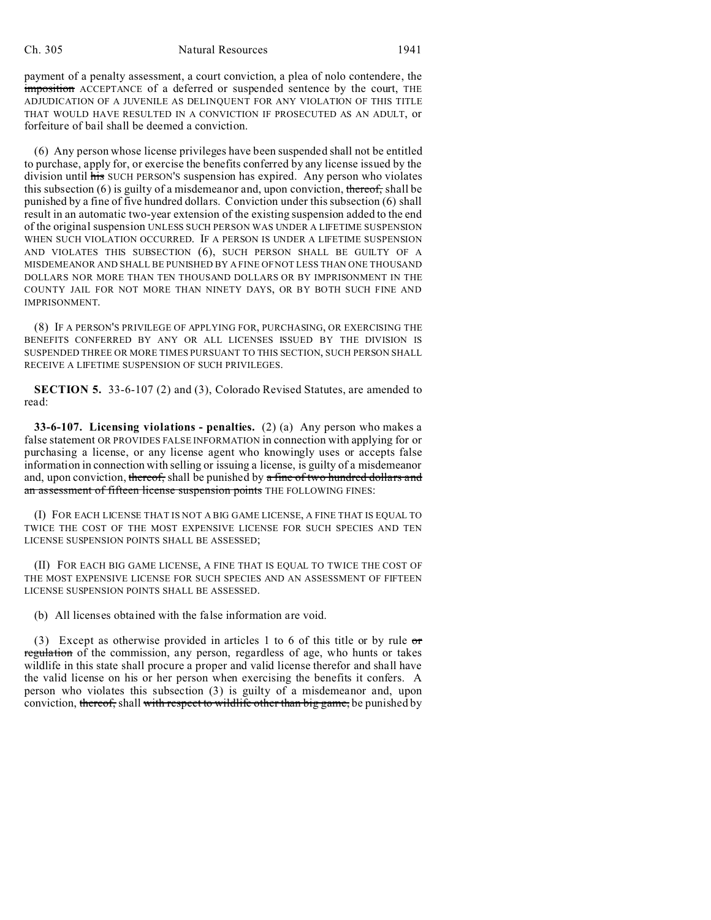payment of a penalty assessment, a court conviction, a plea of nolo contendere, the ~~imposition~~ ACCEPTANCE of a deferred or suspended sentence by the court, THE ADJUDICATION OF A JUVENILE AS DELINQUENT FOR ANY VIOLATION OF THIS TITLE THAT WOULD HAVE RESULTED IN A CONVICTION IF PROSECUTED AS AN ADULT, or forfeiture of bail shall be deemed a conviction.

(6) Any person whose license privileges have been suspended shall not be entitled to purchase, apply for, or exercise the benefits conferred by any license issued by the division until ~~his~~ SUCH PERSON'S suspension has expired. Any person who violates this subsection (6) is guilty of a misdemeanor and, upon conviction, ~~thereof,~~ shall be punished by a fine of five hundred dollars. Conviction under this subsection (6) shall result in an automatic two-year extension of the existing suspension added to the end of the original suspension UNLESS SUCH PERSON WAS UNDER A LIFETIME SUSPENSION WHEN SUCH VIOLATION OCCURRED. IF A PERSON IS UNDER A LIFETIME SUSPENSION AND VIOLATES THIS SUBSECTION (6), SUCH PERSON SHALL BE GUILTY OF A MISDEMEANOR AND SHALL BE PUNISHED BY A FINE OF NOT LESS THAN ONE THOUSAND DOLLARS NOR MORE THAN TEN THOUSAND DOLLARS OR BY IMPRISONMENT IN THE COUNTY JAIL FOR NOT MORE THAN NINETY DAYS, OR BY BOTH SUCH FINE AND IMPRISONMENT.

(8) IF A PERSON'S PRIVILEGE OF APPLYING FOR, PURCHASING, OR EXERCISING THE BENEFITS CONFERRED BY ANY OR ALL LICENSES ISSUED BY THE DIVISION IS SUSPENDED THREE OR MORE TIMES PURSUANT TO THIS SECTION, SUCH PERSON SHALL RECEIVE A LIFETIME SUSPENSION OF SUCH PRIVILEGES.

**SECTION 5.** 33-6-107 (2) and (3), Colorado Revised Statutes, are amended to read:

**33-6-107. Licensing violations - penalties.** (2) (a) Any person who makes a false statement OR PROVIDES FALSE INFORMATION in connection with applying for or purchasing a license, or any license agent who knowingly uses or accepts false information in connection with selling or issuing a license, is guilty of a misdemeanor and, upon conviction, ~~thereof,~~ shall be punished by ~~a fine of two hundred dollars and an assessment of fifteen license suspension points~~ THE FOLLOWING FINES:

(I) FOR EACH LICENSE THAT IS NOT A BIG GAME LICENSE, A FINE THAT IS EQUAL TO TWICE THE COST OF THE MOST EXPENSIVE LICENSE FOR SUCH SPECIES AND TEN LICENSE SUSPENSION POINTS SHALL BE ASSESSED;

(II) FOR EACH BIG GAME LICENSE, A FINE THAT IS EQUAL TO TWICE THE COST OF THE MOST EXPENSIVE LICENSE FOR SUCH SPECIES AND AN ASSESSMENT OF FIFTEEN LICENSE SUSPENSION POINTS SHALL BE ASSESSED.

(b) All licenses obtained with the false information are void.

(3) Except as otherwise provided in articles 1 to 6 of this title or by rule ~~or regulation~~ of the commission, any person, regardless of age, who hunts or takes wildlife in this state shall procure a proper and valid license therefor and shall have the valid license on his or her person when exercising the benefits it confers. A person who violates this subsection (3) is guilty of a misdemeanor and, upon conviction, ~~thereof,~~ shall ~~with respect to wildlife other than big game,~~ be punished by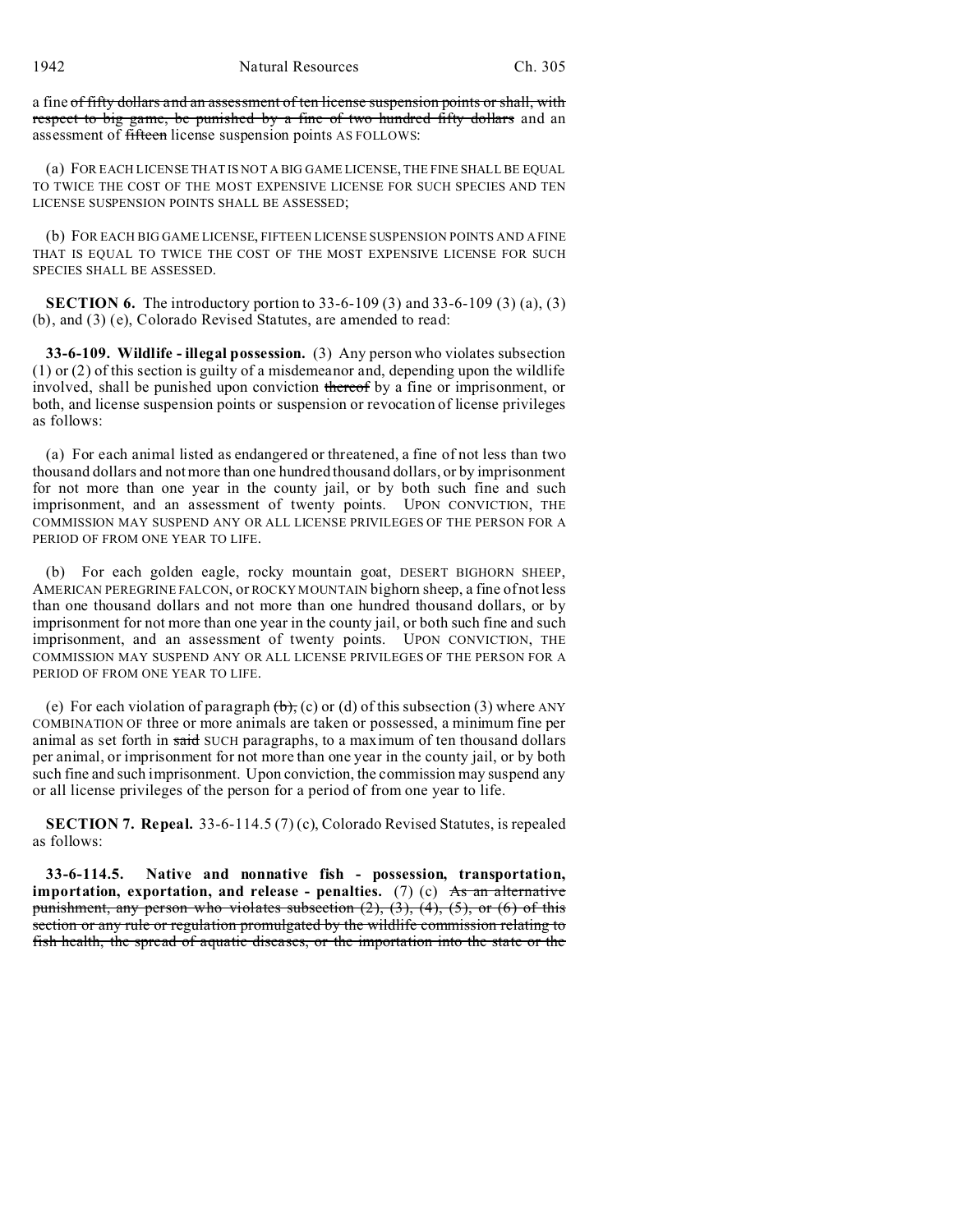a fine ~~of fifty dollars and an assessment of ten license suspension points or shall, with respect to big game, be punished by a fine of two hundred fifty dollars~~ and an assessment of ~~fifteen~~ license suspension points AS FOLLOWS:

(a) FOR EACH LICENSE THAT IS NOT A BIG GAME LICENSE, THE FINE SHALL BE EQUAL TO TWICE THE COST OF THE MOST EXPENSIVE LICENSE FOR SUCH SPECIES AND TEN LICENSE SUSPENSION POINTS SHALL BE ASSESSED;

(b) FOR EACH BIG GAME LICENSE, FIFTEEN LICENSE SUSPENSION POINTS AND A FINE THAT IS EQUAL TO TWICE THE COST OF THE MOST EXPENSIVE LICENSE FOR SUCH SPECIES SHALL BE ASSESSED.

**SECTION 6.** The introductory portion to 33-6-109 (3) and 33-6-109 (3) (a), (3) (b), and (3) (e), Colorado Revised Statutes, are amended to read:

**33-6-109. Wildlife - illegal possession.** (3) Any person who violates subsection (1) or (2) of this section is guilty of a misdemeanor and, depending upon the wildlife involved, shall be punished upon conviction ~~thereof~~ by a fine or imprisonment, or both, and license suspension points or suspension or revocation of license privileges as follows:

(a) For each animal listed as endangered or threatened, a fine of not less than two thousand dollars and not more than one hundred thousand dollars, or by imprisonment for not more than one year in the county jail, or by both such fine and such imprisonment, and an assessment of twenty points. UPON CONVICTION, THE COMMISSION MAY SUSPEND ANY OR ALL LICENSE PRIVILEGES OF THE PERSON FOR A PERIOD OF FROM ONE YEAR TO LIFE.

(b) For each golden eagle, rocky mountain goat, DESERT BIGHORN SHEEP, AMERICAN PEREGRINE FALCON, or ROCKY MOUNTAIN bighorn sheep, a fine of not less than one thousand dollars and not more than one hundred thousand dollars, or by imprisonment for not more than one year in the county jail, or both such fine and such imprisonment, and an assessment of twenty points. UPON CONVICTION, THE COMMISSION MAY SUSPEND ANY OR ALL LICENSE PRIVILEGES OF THE PERSON FOR A PERIOD OF FROM ONE YEAR TO LIFE.

(e) For each violation of paragraph ~~(b),~~ (c) or (d) of this subsection (3) where ANY COMBINATION OF three or more animals are taken or possessed, a minimum fine per animal as set forth in ~~said~~ SUCH paragraphs, to a maximum of ten thousand dollars per animal, or imprisonment for not more than one year in the county jail, or by both such fine and such imprisonment. Upon conviction, the commission may suspend any or all license privileges of the person for a period of from one year to life.

**SECTION 7. Repeal.** 33-6-114.5 (7) (c), Colorado Revised Statutes, is repealed as follows:

**33-6-114.5. Native and nonnative fish - possession, transportation, importation, exportation, and release - penalties.** (7) (c) ~~As an alternative punishment, any person who violates subsection (2), (3), (4), (5), or (6) of this section or any rule or regulation promulgated by the wildlife commission relating to fish health, the spread of aquatic diseases, or the importation into the state or the~~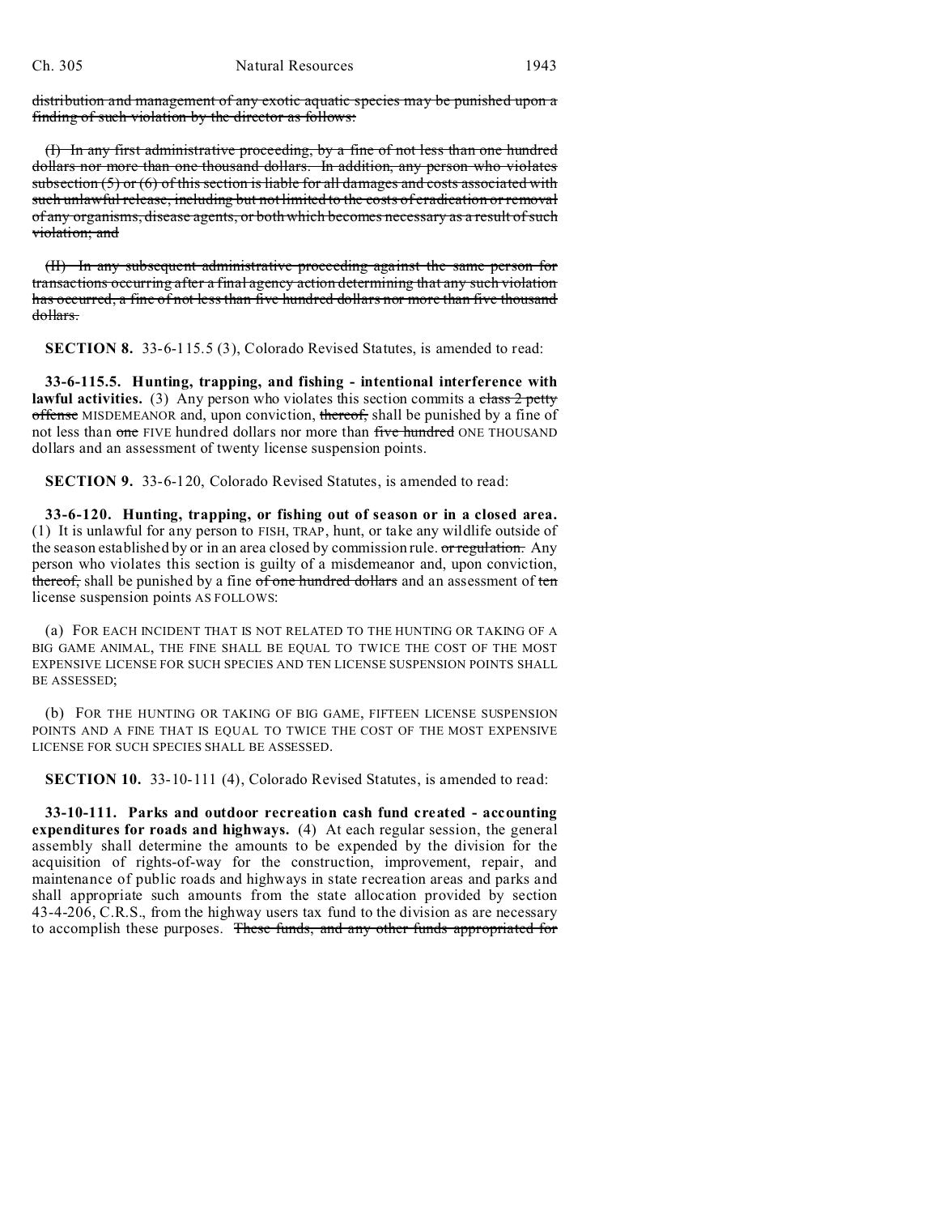~~distribution and management of any exotic aquatic species may be punished upon a finding of such violation by the director as follows:~~

~~(I) In any first administrative proceeding, by a fine of not less than one hundred dollars nor more than one thousand dollars. In addition, any person who violates subsection (5) or (6) of this section is liable for all damages and costs associated with such unlawful release, including but not limited to the costs of eradication or removal of any organisms, disease agents, or both which becomes necessary as a result of such violation; and~~

~~(II) In any subsequent administrative proceeding against the same person for transactions occurring after a final agency action determining that any such violation has occurred, a fine of not less than five hundred dollars nor more than five thousand dollars.~~

**SECTION 8.** 33-6-115.5 (3), Colorado Revised Statutes, is amended to read:

**33-6-115.5. Hunting, trapping, and fishing - intentional interference with lawful activities.** (3) Any person who violates this section commits a ~~class 2 petty offense~~ MISDEMEANOR and, upon conviction, ~~thereof,~~ shall be punished by a fine of not less than ~~one~~ FIVE hundred dollars nor more than ~~five hundred~~ ONE THOUSAND dollars and an assessment of twenty license suspension points.

**SECTION 9.** 33-6-120, Colorado Revised Statutes, is amended to read:

**33-6-120. Hunting, trapping, or fishing out of season or in a closed area.** (1) It is unlawful for any person to FISH, TRAP, hunt, or take any wildlife outside of the season established by or in an area closed by commission rule. ~~or regulation.~~ Any person who violates this section is guilty of a misdemeanor and, upon conviction, ~~thereof,~~ shall be punished by a fine ~~of one hundred dollars~~ and an assessment of ~~ten~~ license suspension points AS FOLLOWS:

(a) FOR EACH INCIDENT THAT IS NOT RELATED TO THE HUNTING OR TAKING OF A BIG GAME ANIMAL, THE FINE SHALL BE EQUAL TO TWICE THE COST OF THE MOST EXPENSIVE LICENSE FOR SUCH SPECIES AND TEN LICENSE SUSPENSION POINTS SHALL BE ASSESSED;

(b) FOR THE HUNTING OR TAKING OF BIG GAME, FIFTEEN LICENSE SUSPENSION POINTS AND A FINE THAT IS EQUAL TO TWICE THE COST OF THE MOST EXPENSIVE LICENSE FOR SUCH SPECIES SHALL BE ASSESSED.

**SECTION 10.** 33-10-111 (4), Colorado Revised Statutes, is amended to read:

**33-10-111. Parks and outdoor recreation cash fund created - accounting expenditures for roads and highways.** (4) At each regular session, the general assembly shall determine the amounts to be expended by the division for the acquisition of rights-of-way for the construction, improvement, repair, and maintenance of public roads and highways in state recreation areas and parks and shall appropriate such amounts from the state allocation provided by section 43-4-206, C.R.S., from the highway users tax fund to the division as are necessary to accomplish these purposes. ~~These funds, and any other funds appropriated for~~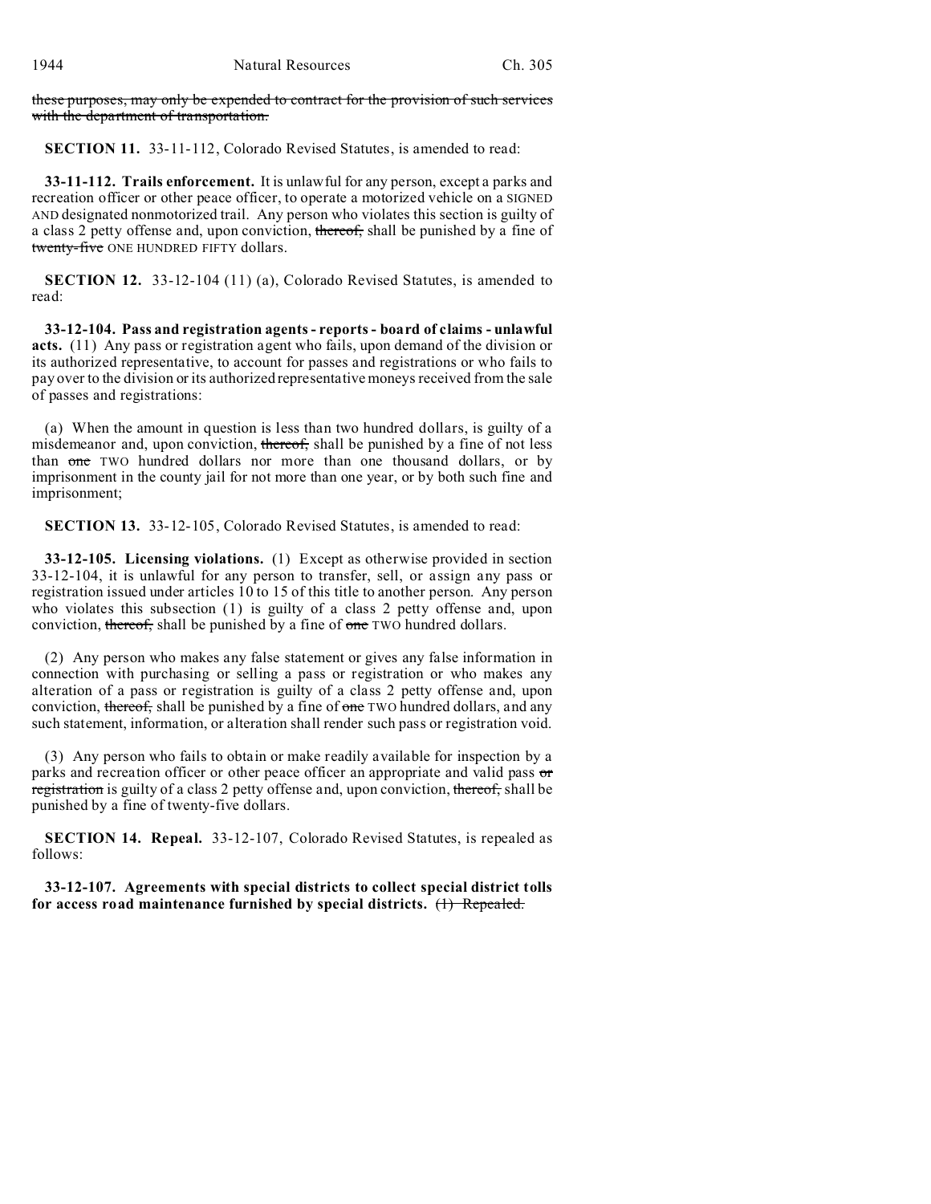~~these purposes, may only be expended to contract for the provision of such services with the department of transportation.~~

**SECTION 11.** 33-11-112, Colorado Revised Statutes, is amended to read:

**33-11-112. Trails enforcement.** It is unlawful for any person, except a parks and recreation officer or other peace officer, to operate a motorized vehicle on a SIGNED AND designated nonmotorized trail. Any person who violates this section is guilty of a class 2 petty offense and, upon conviction, ~~thereof,~~ shall be punished by a fine of ~~twenty-five~~ ONE HUNDRED FIFTY dollars.

**SECTION 12.** 33-12-104 (11) (a), Colorado Revised Statutes, is amended to read:

**33-12-104. Pass and registration agents - reports - board of claims - unlawful acts.** (11) Any pass or registration agent who fails, upon demand of the division or its authorized representative, to account for passes and registrations or who fails to pay over to the division or its authorized representative moneys received from the sale of passes and registrations:

(a) When the amount in question is less than two hundred dollars, is guilty of a misdemeanor and, upon conviction, ~~thereof,~~ shall be punished by a fine of not less than ~~one~~ TWO hundred dollars nor more than one thousand dollars, or by imprisonment in the county jail for not more than one year, or by both such fine and imprisonment;

**SECTION 13.** 33-12-105, Colorado Revised Statutes, is amended to read:

**33-12-105. Licensing violations.** (1) Except as otherwise provided in section 33-12-104, it is unlawful for any person to transfer, sell, or assign any pass or registration issued under articles 10 to 15 of this title to another person. Any person who violates this subsection (1) is guilty of a class 2 petty offense and, upon conviction, ~~thereof,~~ shall be punished by a fine of ~~one~~ TWO hundred dollars.

(2) Any person who makes any false statement or gives any false information in connection with purchasing or selling a pass or registration or who makes any alteration of a pass or registration is guilty of a class 2 petty offense and, upon conviction, ~~thereof,~~ shall be punished by a fine of ~~one~~ TWO hundred dollars, and any such statement, information, or alteration shall render such pass or registration void.

(3) Any person who fails to obtain or make readily available for inspection by a parks and recreation officer or other peace officer an appropriate and valid pass ~~or registration~~ is guilty of a class 2 petty offense and, upon conviction, ~~thereof,~~ shall be punished by a fine of twenty-five dollars.

**SECTION 14. Repeal.** 33-12-107, Colorado Revised Statutes, is repealed as follows:

**33-12-107. Agreements with special districts to collect special district tolls for access road maintenance furnished by special districts.** ~~(1) Repealed.~~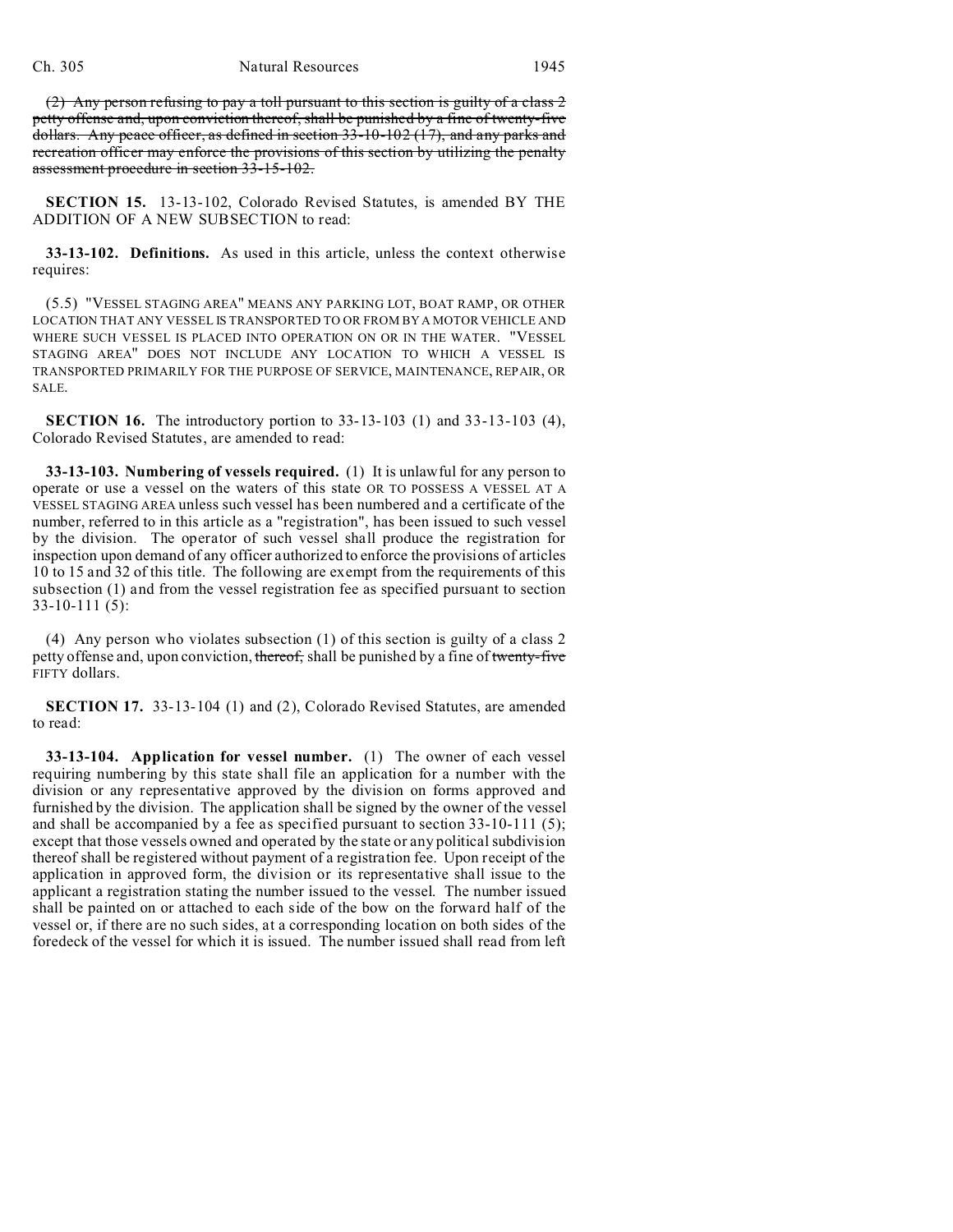~~(2) Any person refusing to pay a toll pursuant to this section is guilty of a class 2 petty offense and, upon conviction thereof, shall be punished by a fine of twenty-five dollars. Any peace officer, as defined in section 33-10-102 (17), and any parks and recreation officer may enforce the provisions of this section by utilizing the penalty assessment procedure in section 33-15-102.~~

**SECTION 15.** 13-13-102, Colorado Revised Statutes, is amended BY THE ADDITION OF A NEW SUBSECTION to read:

**33-13-102. Definitions.** As used in this article, unless the context otherwise requires:

(5.5) "VESSEL STAGING AREA" MEANS ANY PARKING LOT, BOAT RAMP, OR OTHER LOCATION THAT ANY VESSEL IS TRANSPORTED TO OR FROM BY A MOTOR VEHICLE AND WHERE SUCH VESSEL IS PLACED INTO OPERATION ON OR IN THE WATER. "VESSEL STAGING AREA" DOES NOT INCLUDE ANY LOCATION TO WHICH A VESSEL IS TRANSPORTED PRIMARILY FOR THE PURPOSE OF SERVICE, MAINTENANCE, REPAIR, OR SALE.

**SECTION 16.** The introductory portion to 33-13-103 (1) and 33-13-103 (4), Colorado Revised Statutes, are amended to read:

**33-13-103. Numbering of vessels required.** (1) It is unlawful for any person to operate or use a vessel on the waters of this state OR TO POSSESS A VESSEL AT A VESSEL STAGING AREA unless such vessel has been numbered and a certificate of the number, referred to in this article as a "registration", has been issued to such vessel by the division. The operator of such vessel shall produce the registration for inspection upon demand of any officer authorized to enforce the provisions of articles 10 to 15 and 32 of this title. The following are exempt from the requirements of this subsection (1) and from the vessel registration fee as specified pursuant to section 33-10-111 (5):

(4) Any person who violates subsection (1) of this section is guilty of a class 2 petty offense and, upon conviction, ~~thereof,~~ shall be punished by a fine of ~~twenty-five~~ FIFTY dollars.

**SECTION 17.** 33-13-104 (1) and (2), Colorado Revised Statutes, are amended to read:

**33-13-104. Application for vessel number.** (1) The owner of each vessel requiring numbering by this state shall file an application for a number with the division or any representative approved by the division on forms approved and furnished by the division. The application shall be signed by the owner of the vessel and shall be accompanied by a fee as specified pursuant to section 33-10-111 (5); except that those vessels owned and operated by the state or any political subdivision thereof shall be registered without payment of a registration fee. Upon receipt of the application in approved form, the division or its representative shall issue to the applicant a registration stating the number issued to the vessel. The number issued shall be painted on or attached to each side of the bow on the forward half of the vessel or, if there are no such sides, at a corresponding location on both sides of the foredeck of the vessel for which it is issued. The number issued shall read from left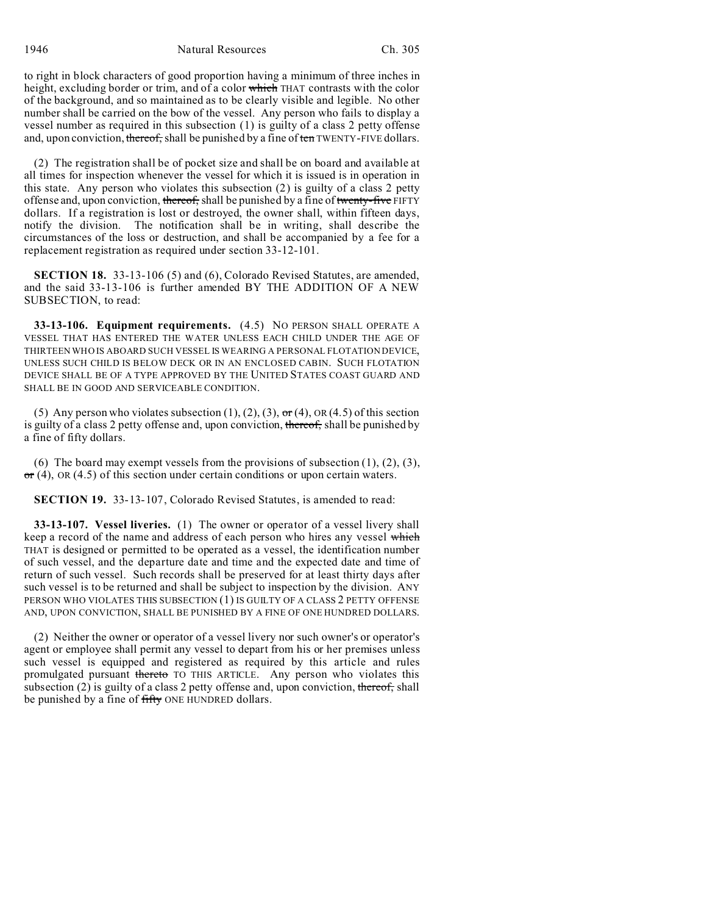to right in block characters of good proportion having a minimum of three inches in height, excluding border or trim, and of a color ~~which~~ THAT contrasts with the color of the background, and so maintained as to be clearly visible and legible. No other number shall be carried on the bow of the vessel. Any person who fails to display a vessel number as required in this subsection (1) is guilty of a class 2 petty offense and, upon conviction, ~~thereof,~~ shall be punished by a fine of ~~ten~~ TWENTY-FIVE dollars.

(2) The registration shall be of pocket size and shall be on board and available at all times for inspection whenever the vessel for which it is issued is in operation in this state. Any person who violates this subsection (2) is guilty of a class 2 petty offense and, upon conviction, ~~thereof,~~ shall be punished by a fine of ~~twenty-five~~ FIFTY dollars. If a registration is lost or destroyed, the owner shall, within fifteen days, notify the division. The notification shall be in writing, shall describe the circumstances of the loss or destruction, and shall be accompanied by a fee for a replacement registration as required under section 33-12-101.

**SECTION 18.** 33-13-106 (5) and (6), Colorado Revised Statutes, are amended, and the said 33-13-106 is further amended BY THE ADDITION OF A NEW SUBSECTION, to read:

**33-13-106. Equipment requirements.** (4.5) NO PERSON SHALL OPERATE A VESSEL THAT HAS ENTERED THE WATER UNLESS EACH CHILD UNDER THE AGE OF THIRTEEN WHO IS ABOARD SUCH VESSEL IS WEARING A PERSONAL FLOTATION DEVICE, UNLESS SUCH CHILD IS BELOW DECK OR IN AN ENCLOSED CABIN. SUCH FLOTATION DEVICE SHALL BE OF A TYPE APPROVED BY THE UNITED STATES COAST GUARD AND SHALL BE IN GOOD AND SERVICEABLE CONDITION.

(5) Any person who violates subsection (1), (2), (3), ~~or~~ (4), OR (4.5) of this section is guilty of a class 2 petty offense and, upon conviction, ~~thereof,~~ shall be punished by a fine of fifty dollars.

(6) The board may exempt vessels from the provisions of subsection (1), (2), (3), ~~or~~ (4), OR (4.5) of this section under certain conditions or upon certain waters.

**SECTION 19.** 33-13-107, Colorado Revised Statutes, is amended to read:

**33-13-107. Vessel liveries.** (1) The owner or operator of a vessel livery shall keep a record of the name and address of each person who hires any vessel ~~which~~ THAT is designed or permitted to be operated as a vessel, the identification number of such vessel, and the departure date and time and the expected date and time of return of such vessel. Such records shall be preserved for at least thirty days after such vessel is to be returned and shall be subject to inspection by the division. ANY PERSON WHO VIOLATES THIS SUBSECTION (1) IS GUILTY OF A CLASS 2 PETTY OFFENSE AND, UPON CONVICTION, SHALL BE PUNISHED BY A FINE OF ONE HUNDRED DOLLARS.

(2) Neither the owner or operator of a vessel livery nor such owner's or operator's agent or employee shall permit any vessel to depart from his or her premises unless such vessel is equipped and registered as required by this article and rules promulgated pursuant ~~thereto~~ TO THIS ARTICLE. Any person who violates this subsection (2) is guilty of a class 2 petty offense and, upon conviction, ~~thereof,~~ shall be punished by a fine of ~~fifty~~ ONE HUNDRED dollars.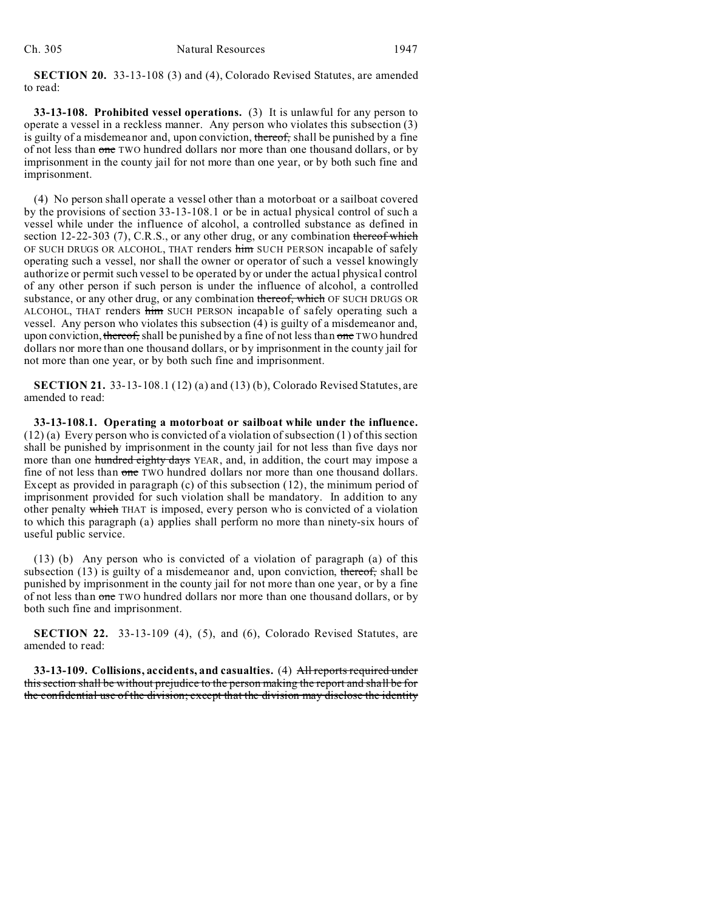**SECTION 20.** 33-13-108 (3) and (4), Colorado Revised Statutes, are amended to read:

**33-13-108. Prohibited vessel operations.** (3) It is unlawful for any person to operate a vessel in a reckless manner. Any person who violates this subsection (3) is guilty of a misdemeanor and, upon conviction, ~~thereof,~~ shall be punished by a fine of not less than ~~one~~ TWO hundred dollars nor more than one thousand dollars, or by imprisonment in the county jail for not more than one year, or by both such fine and imprisonment.

(4) No person shall operate a vessel other than a motorboat or a sailboat covered by the provisions of section 33-13-108.1 or be in actual physical control of such a vessel while under the influence of alcohol, a controlled substance as defined in section 12-22-303 (7), C.R.S., or any other drug, or any combination ~~thereof which~~ OF SUCH DRUGS OR ALCOHOL, THAT renders ~~him~~ SUCH PERSON incapable of safely operating such a vessel, nor shall the owner or operator of such a vessel knowingly authorize or permit such vessel to be operated by or under the actual physical control of any other person if such person is under the influence of alcohol, a controlled substance, or any other drug, or any combination ~~thereof, which~~ OF SUCH DRUGS OR ALCOHOL, THAT renders ~~him~~ SUCH PERSON incapable of safely operating such a vessel. Any person who violates this subsection (4) is guilty of a misdemeanor and, upon conviction, ~~thereof,~~ shall be punished by a fine of not less than ~~one~~ TWO hundred dollars nor more than one thousand dollars, or by imprisonment in the county jail for not more than one year, or by both such fine and imprisonment.

**SECTION 21.** 33-13-108.1 (12) (a) and (13) (b), Colorado Revised Statutes, are amended to read:

**33-13-108.1. Operating a motorboat or sailboat while under the influence.** (12) (a) Every person who is convicted of a violation of subsection (1) of this section shall be punished by imprisonment in the county jail for not less than five days nor more than one ~~hundred eighty days~~ YEAR, and, in addition, the court may impose a fine of not less than ~~one~~ TWO hundred dollars nor more than one thousand dollars. Except as provided in paragraph (c) of this subsection (12), the minimum period of imprisonment provided for such violation shall be mandatory. In addition to any other penalty ~~which~~ THAT is imposed, every person who is convicted of a violation to which this paragraph (a) applies shall perform no more than ninety-six hours of useful public service.

(13) (b) Any person who is convicted of a violation of paragraph (a) of this subsection (13) is guilty of a misdemeanor and, upon conviction, ~~thereof,~~ shall be punished by imprisonment in the county jail for not more than one year, or by a fine of not less than ~~one~~ TWO hundred dollars nor more than one thousand dollars, or by both such fine and imprisonment.

**SECTION 22.** 33-13-109 (4), (5), and (6), Colorado Revised Statutes, are amended to read:

**33-13-109. Collisions, accidents, and casualties.** (4) ~~All reports required under this section shall be without prejudice to the person making the report and shall be for the confidential use of the division; except that the division may disclose the identity~~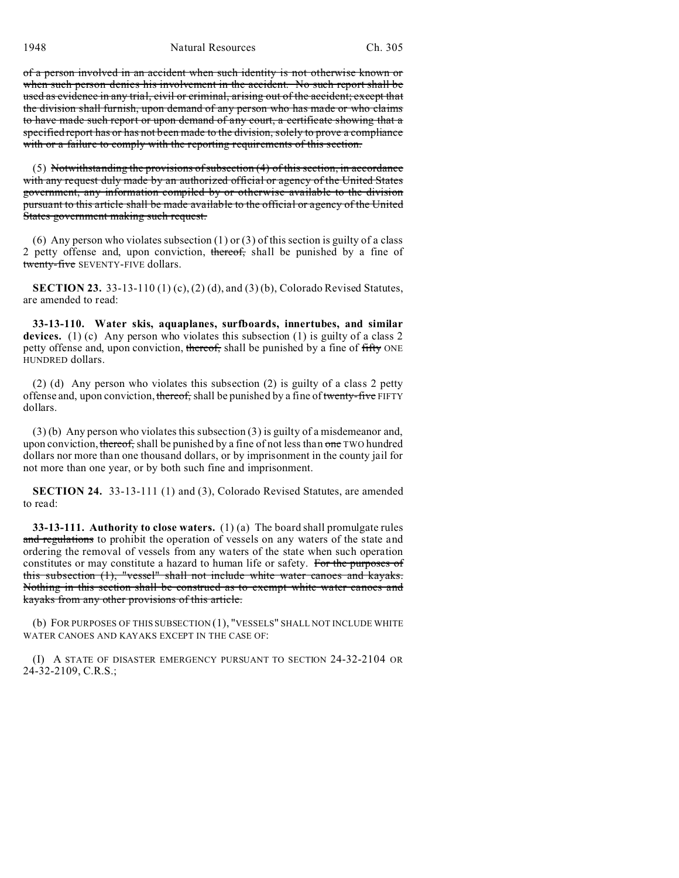~~of a person involved in an accident when such identity is not otherwise known or when such person denies his involvement in the accident. No such report shall be used as evidence in any trial, civil or criminal, arising out of the accident; except that the division shall furnish, upon demand of any person who has made or who claims to have made such report or upon demand of any court, a certificate showing that a specified report has or has not been made to the division, solely to prove a compliance with or a failure to comply with the reporting requirements of this section.~~

(5) ~~Notwithstanding the provisions of subsection (4) of this section, in accordance with any request duly made by an authorized official or agency of the United States government, any information compiled by or otherwise available to the division pursuant to this article shall be made available to the official or agency of the United States government making such request.~~

(6) Any person who violates subsection (1) or (3) of this section is guilty of a class 2 petty offense and, upon conviction, ~~thereof,~~ shall be punished by a fine of ~~twenty-five~~ SEVENTY-FIVE dollars.

**SECTION 23.** 33-13-110 (1) (c), (2) (d), and (3) (b), Colorado Revised Statutes, are amended to read:

**33-13-110. Water skis, aquaplanes, surfboards, innertubes, and similar devices.** (1) (c) Any person who violates this subsection (1) is guilty of a class 2 petty offense and, upon conviction, ~~thereof,~~ shall be punished by a fine of ~~fifty~~ ONE HUNDRED dollars.

(2) (d) Any person who violates this subsection (2) is guilty of a class 2 petty offense and, upon conviction, ~~thereof,~~ shall be punished by a fine of ~~twenty-five~~ FIFTY dollars.

(3) (b) Any person who violates this subsection (3) is guilty of a misdemeanor and, upon conviction, ~~thereof,~~ shall be punished by a fine of not less than ~~one~~ TWO hundred dollars nor more than one thousand dollars, or by imprisonment in the county jail for not more than one year, or by both such fine and imprisonment.

**SECTION 24.** 33-13-111 (1) and (3), Colorado Revised Statutes, are amended to read:

**33-13-111. Authority to close waters.** (1) (a) The board shall promulgate rules ~~and regulations~~ to prohibit the operation of vessels on any waters of the state and ordering the removal of vessels from any waters of the state when such operation constitutes or may constitute a hazard to human life or safety. ~~For the purposes of this subsection (1), "vessel" shall not include white water canoes and kayaks. Nothing in this section shall be construed as to exempt white water canoes and kayaks from any other provisions of this article.~~

(b) FOR PURPOSES OF THIS SUBSECTION (1), "VESSELS" SHALL NOT INCLUDE WHITE WATER CANOES AND KAYAKS EXCEPT IN THE CASE OF:

(I) A STATE OF DISASTER EMERGENCY PURSUANT TO SECTION 24-32-2104 OR 24-32-2109, C.R.S.;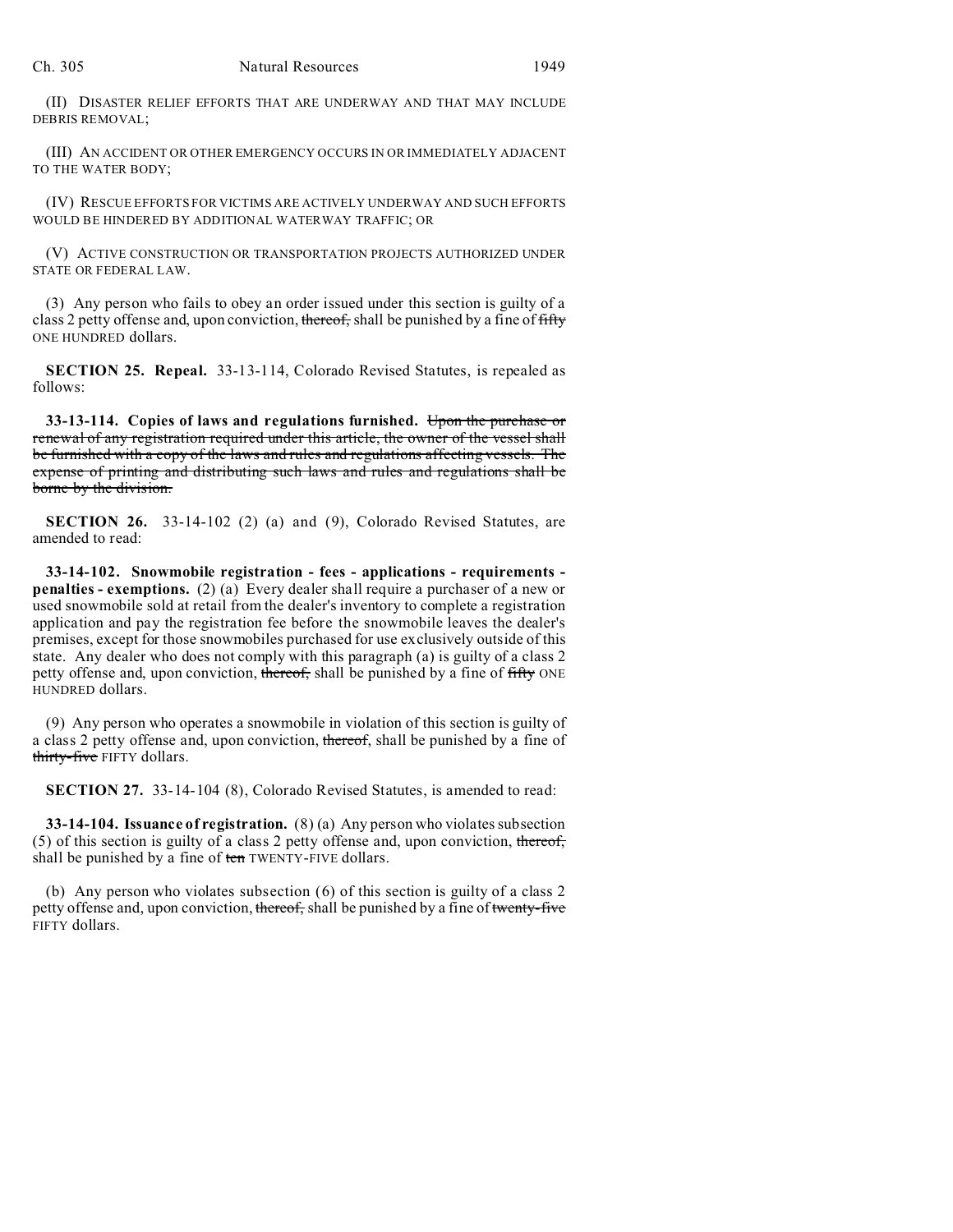(II) DISASTER RELIEF EFFORTS THAT ARE UNDERWAY AND THAT MAY INCLUDE DEBRIS REMOVAL;

(III) AN ACCIDENT OR OTHER EMERGENCY OCCURS IN OR IMMEDIATELY ADJACENT TO THE WATER BODY;

(IV) RESCUE EFFORTS FOR VICTIMS ARE ACTIVELY UNDERWAY AND SUCH EFFORTS WOULD BE HINDERED BY ADDITIONAL WATERWAY TRAFFIC; OR

(V) ACTIVE CONSTRUCTION OR TRANSPORTATION PROJECTS AUTHORIZED UNDER STATE OR FEDERAL LAW.

(3) Any person who fails to obey an order issued under this section is guilty of a class 2 petty offense and, upon conviction, ~~thereof,~~ shall be punished by a fine of ~~fifty~~ ONE HUNDRED dollars.

**SECTION 25. Repeal.** 33-13-114, Colorado Revised Statutes, is repealed as follows:

**33-13-114. Copies of laws and regulations furnished.** ~~Upon the purchase or renewal of any registration required under this article, the owner of the vessel shall be furnished with a copy of the laws and rules and regulations affecting vessels. The expense of printing and distributing such laws and rules and regulations shall be borne by the division.~~

**SECTION 26.** 33-14-102 (2) (a) and (9), Colorado Revised Statutes, are amended to read:

**33-14-102. Snowmobile registration - fees - applications - requirements - penalties - exemptions.** (2) (a) Every dealer shall require a purchaser of a new or used snowmobile sold at retail from the dealer's inventory to complete a registration application and pay the registration fee before the snowmobile leaves the dealer's premises, except for those snowmobiles purchased for use exclusively outside of this state. Any dealer who does not comply with this paragraph (a) is guilty of a class 2 petty offense and, upon conviction, ~~thereof,~~ shall be punished by a fine of ~~fifty~~ ONE HUNDRED dollars.

(9) Any person who operates a snowmobile in violation of this section is guilty of a class 2 petty offense and, upon conviction, ~~thereof~~, shall be punished by a fine of ~~thirty-five~~ FIFTY dollars.

**SECTION 27.** 33-14-104 (8), Colorado Revised Statutes, is amended to read:

**33-14-104. Issuance of registration.** (8) (a) Any person who violates subsection (5) of this section is guilty of a class 2 petty offense and, upon conviction, ~~thereof,~~ shall be punished by a fine of ~~ten~~ TWENTY-FIVE dollars.

(b) Any person who violates subsection (6) of this section is guilty of a class 2 petty offense and, upon conviction, ~~thereof,~~ shall be punished by a fine of ~~twenty-five~~ FIFTY dollars.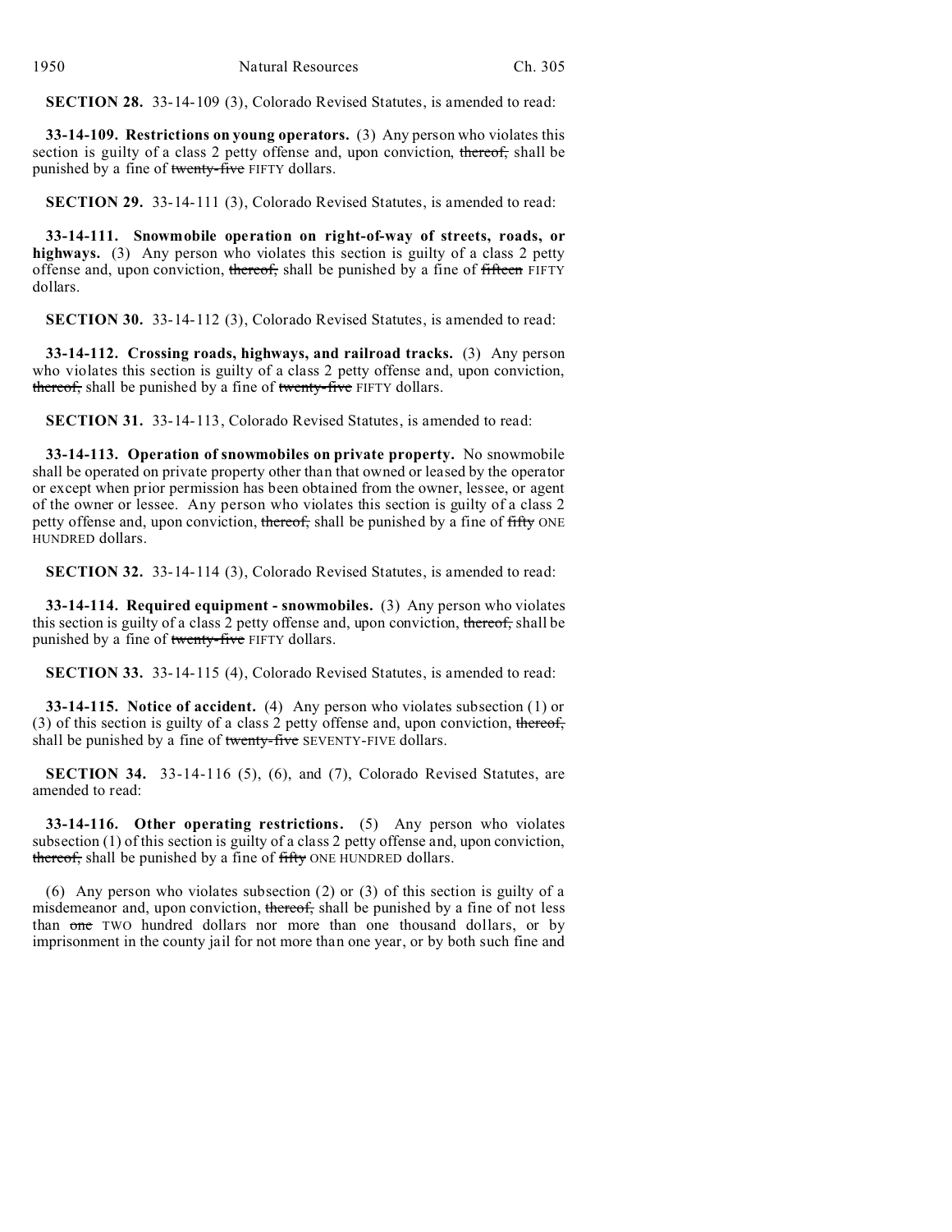**SECTION 28.** 33-14-109 (3), Colorado Revised Statutes, is amended to read:

**33-14-109. Restrictions on young operators.** (3) Any person who violates this section is guilty of a class 2 petty offense and, upon conviction, ~~thereof,~~ shall be punished by a fine of ~~twenty-five~~ FIFTY dollars.

**SECTION 29.** 33-14-111 (3), Colorado Revised Statutes, is amended to read:

**33-14-111. Snowmobile operation on right-of-way of streets, roads, or highways.** (3) Any person who violates this section is guilty of a class 2 petty offense and, upon conviction, ~~thereof,~~ shall be punished by a fine of ~~fifteen~~ FIFTY dollars.

**SECTION 30.** 33-14-112 (3), Colorado Revised Statutes, is amended to read:

**33-14-112. Crossing roads, highways, and railroad tracks.** (3) Any person who violates this section is guilty of a class 2 petty offense and, upon conviction, ~~thereof,~~ shall be punished by a fine of ~~twenty-five~~ FIFTY dollars.

**SECTION 31.** 33-14-113, Colorado Revised Statutes, is amended to read:

**33-14-113. Operation of snowmobiles on private property.** No snowmobile shall be operated on private property other than that owned or leased by the operator or except when prior permission has been obtained from the owner, lessee, or agent of the owner or lessee. Any person who violates this section is guilty of a class 2 petty offense and, upon conviction, ~~thereof,~~ shall be punished by a fine of ~~fifty~~ ONE HUNDRED dollars.

**SECTION 32.** 33-14-114 (3), Colorado Revised Statutes, is amended to read:

**33-14-114. Required equipment - snowmobiles.** (3) Any person who violates this section is guilty of a class 2 petty offense and, upon conviction, ~~thereof,~~ shall be punished by a fine of ~~twenty-five~~ FIFTY dollars.

**SECTION 33.** 33-14-115 (4), Colorado Revised Statutes, is amended to read:

**33-14-115. Notice of accident.** (4) Any person who violates subsection (1) or (3) of this section is guilty of a class 2 petty offense and, upon conviction, ~~thereof,~~ shall be punished by a fine of ~~twenty-five~~ SEVENTY-FIVE dollars.

**SECTION 34.** 33-14-116 (5), (6), and (7), Colorado Revised Statutes, are amended to read:

**33-14-116. Other operating restrictions.** (5) Any person who violates subsection (1) of this section is guilty of a class 2 petty offense and, upon conviction, ~~thereof,~~ shall be punished by a fine of ~~fifty~~ ONE HUNDRED dollars.

(6) Any person who violates subsection (2) or (3) of this section is guilty of a misdemeanor and, upon conviction, ~~thereof,~~ shall be punished by a fine of not less than ~~one~~ TWO hundred dollars nor more than one thousand dollars, or by imprisonment in the county jail for not more than one year, or by both such fine and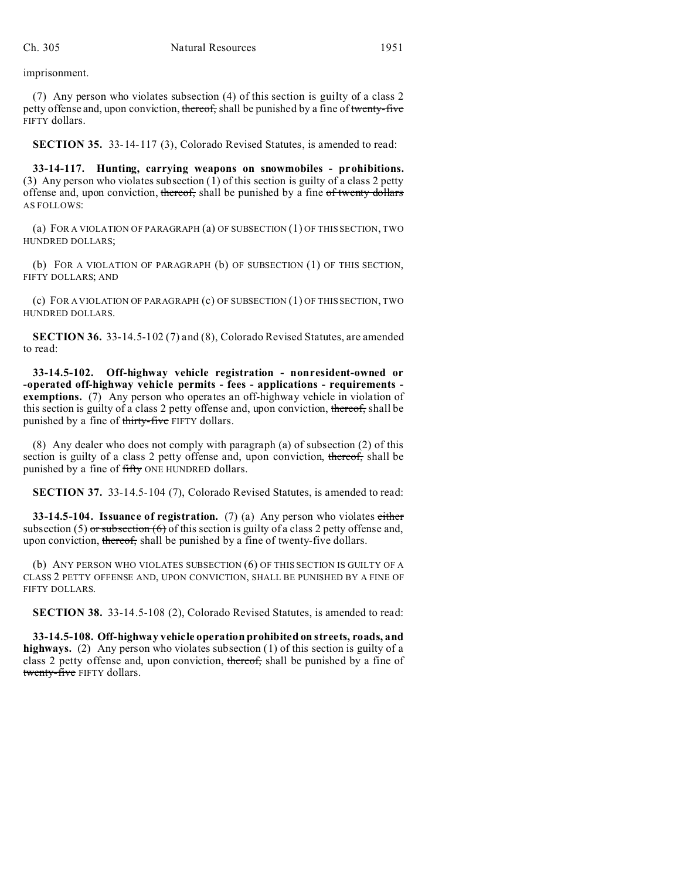imprisonment.

(7) Any person who violates subsection (4) of this section is guilty of a class 2 petty offense and, upon conviction, ~~thereof,~~ shall be punished by a fine of ~~twenty-five~~ FIFTY dollars.

**SECTION 35.** 33-14-117 (3), Colorado Revised Statutes, is amended to read:

**33-14-117. Hunting, carrying weapons on snowmobiles - prohibitions.** (3) Any person who violates subsection (1) of this section is guilty of a class 2 petty offense and, upon conviction, ~~thereof,~~ shall be punished by a fine ~~of twenty dollars~~ AS FOLLOWS:

(a) FOR A VIOLATION OF PARAGRAPH (a) OF SUBSECTION (1) OF THIS SECTION, TWO HUNDRED DOLLARS;

(b) FOR A VIOLATION OF PARAGRAPH (b) OF SUBSECTION (1) OF THIS SECTION, FIFTY DOLLARS; AND

(c) FOR A VIOLATION OF PARAGRAPH (c) OF SUBSECTION (1) OF THIS SECTION, TWO HUNDRED DOLLARS.

**SECTION 36.** 33-14.5-102 (7) and (8), Colorado Revised Statutes, are amended to read:

**33-14.5-102. Off-highway vehicle registration - nonresident-owned or -operated off-highway vehicle permits - fees - applications - requirements - exemptions.** (7) Any person who operates an off-highway vehicle in violation of this section is guilty of a class 2 petty offense and, upon conviction, ~~thereof,~~ shall be punished by a fine of ~~thirty-five~~ FIFTY dollars.

(8) Any dealer who does not comply with paragraph (a) of subsection (2) of this section is guilty of a class 2 petty offense and, upon conviction, ~~thereof,~~ shall be punished by a fine of ~~fifty~~ ONE HUNDRED dollars.

**SECTION 37.** 33-14.5-104 (7), Colorado Revised Statutes, is amended to read:

**33-14.5-104. Issuance of registration.** (7) (a) Any person who violates ~~either~~ subsection (5) ~~or subsection (6)~~ of this section is guilty of a class 2 petty offense and, upon conviction, ~~thereof,~~ shall be punished by a fine of twenty-five dollars.

(b) ANY PERSON WHO VIOLATES SUBSECTION (6) OF THIS SECTION IS GUILTY OF A CLASS 2 PETTY OFFENSE AND, UPON CONVICTION, SHALL BE PUNISHED BY A FINE OF FIFTY DOLLARS.

**SECTION 38.** 33-14.5-108 (2), Colorado Revised Statutes, is amended to read:

**33-14.5-108. Off-highway vehicle operation prohibited on streets, roads, and highways.** (2) Any person who violates subsection (1) of this section is guilty of a class 2 petty offense and, upon conviction, ~~thereof,~~ shall be punished by a fine of ~~twenty-five~~ FIFTY dollars.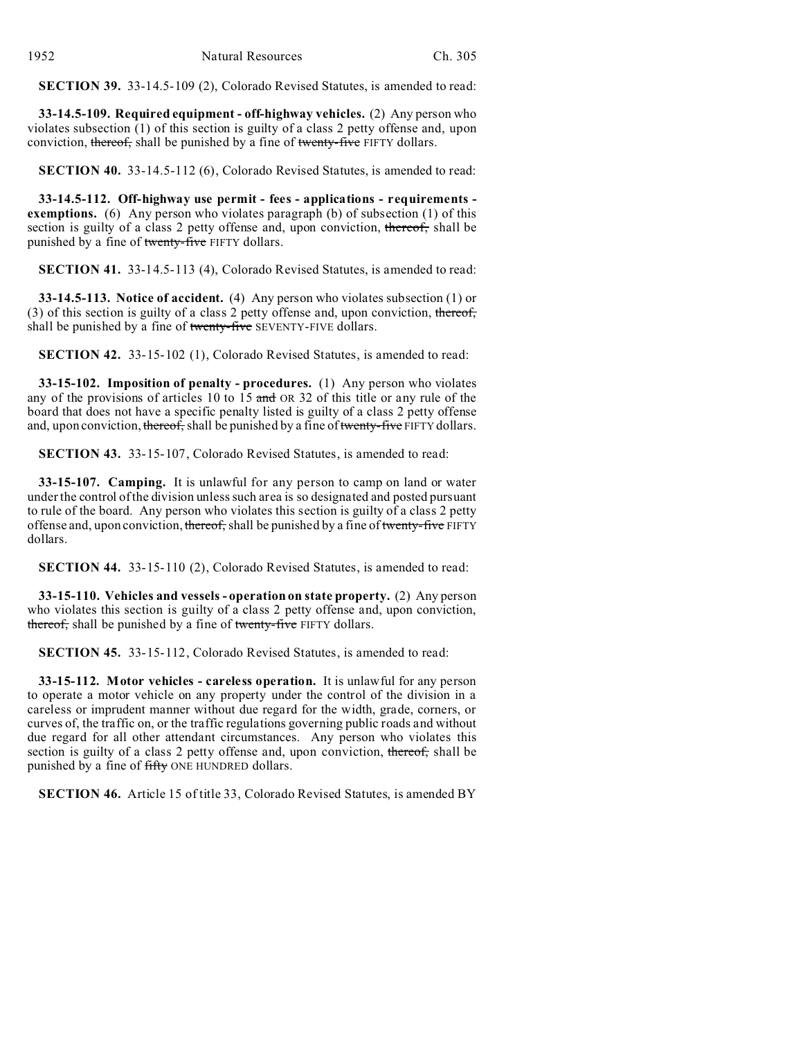**SECTION 39.** 33-14.5-109 (2), Colorado Revised Statutes, is amended to read:

**33-14.5-109. Required equipment - off-highway vehicles.** (2) Any person who violates subsection (1) of this section is guilty of a class 2 petty offense and, upon conviction, ~~thereof,~~ shall be punished by a fine of ~~twenty-five~~ FIFTY dollars.

**SECTION 40.** 33-14.5-112 (6), Colorado Revised Statutes, is amended to read:

**33-14.5-112. Off-highway use permit - fees - applications - requirements - exemptions.** (6) Any person who violates paragraph (b) of subsection (1) of this section is guilty of a class 2 petty offense and, upon conviction, ~~thereof,~~ shall be punished by a fine of ~~twenty-five~~ FIFTY dollars.

**SECTION 41.** 33-14.5-113 (4), Colorado Revised Statutes, is amended to read:

**33-14.5-113. Notice of accident.** (4) Any person who violates subsection (1) or (3) of this section is guilty of a class 2 petty offense and, upon conviction, ~~thereof,~~ shall be punished by a fine of ~~twenty-five~~ SEVENTY-FIVE dollars.

**SECTION 42.** 33-15-102 (1), Colorado Revised Statutes, is amended to read:

**33-15-102. Imposition of penalty - procedures.** (1) Any person who violates any of the provisions of articles 10 to 15 ~~and~~ OR 32 of this title or any rule of the board that does not have a specific penalty listed is guilty of a class 2 petty offense and, upon conviction, ~~thereof,~~ shall be punished by a fine of ~~twenty-five~~ FIFTY dollars.

**SECTION 43.** 33-15-107, Colorado Revised Statutes, is amended to read:

**33-15-107. Camping.** It is unlawful for any person to camp on land or water under the control of the division unless such area is so designated and posted pursuant to rule of the board. Any person who violates this section is guilty of a class 2 petty offense and, upon conviction, ~~thereof,~~ shall be punished by a fine of ~~twenty-five~~ FIFTY dollars.

**SECTION 44.** 33-15-110 (2), Colorado Revised Statutes, is amended to read:

**33-15-110. Vehicles and vessels - operation on state property.** (2) Any person who violates this section is guilty of a class 2 petty offense and, upon conviction, ~~thereof,~~ shall be punished by a fine of ~~twenty-five~~ FIFTY dollars.

**SECTION 45.** 33-15-112, Colorado Revised Statutes, is amended to read:

**33-15-112. Motor vehicles - careless operation.** It is unlawful for any person to operate a motor vehicle on any property under the control of the division in a careless or imprudent manner without due regard for the width, grade, corners, or curves of, the traffic on, or the traffic regulations governing public roads and without due regard for all other attendant circumstances. Any person who violates this section is guilty of a class 2 petty offense and, upon conviction, ~~thereof,~~ shall be punished by a fine of ~~fifty~~ ONE HUNDRED dollars.

**SECTION 46.** Article 15 of title 33, Colorado Revised Statutes, is amended BY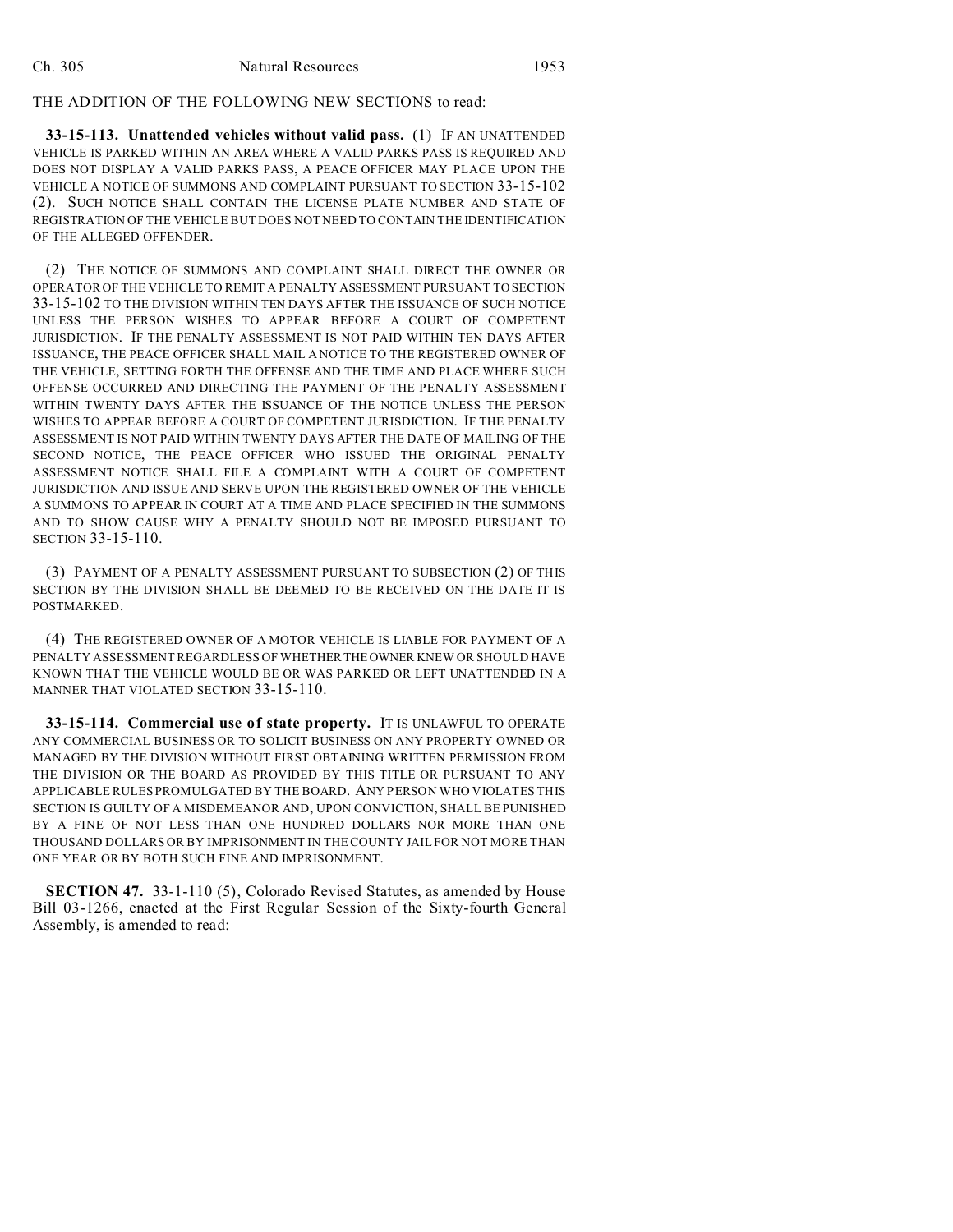THE ADDITION OF THE FOLLOWING NEW SECTIONS to read:

**33-15-113. Unattended vehicles without valid pass.** (1) IF AN UNATTENDED VEHICLE IS PARKED WITHIN AN AREA WHERE A VALID PARKS PASS IS REQUIRED AND DOES NOT DISPLAY A VALID PARKS PASS, A PEACE OFFICER MAY PLACE UPON THE VEHICLE A NOTICE OF SUMMONS AND COMPLAINT PURSUANT TO SECTION 33-15-102 (2). SUCH NOTICE SHALL CONTAIN THE LICENSE PLATE NUMBER AND STATE OF REGISTRATION OF THE VEHICLE BUT DOES NOT NEED TO CONTAIN THE IDENTIFICATION OF THE ALLEGED OFFENDER.

(2) THE NOTICE OF SUMMONS AND COMPLAINT SHALL DIRECT THE OWNER OR OPERATOR OF THE VEHICLE TO REMIT A PENALTY ASSESSMENT PURSUANT TO SECTION 33-15-102 TO THE DIVISION WITHIN TEN DAYS AFTER THE ISSUANCE OF SUCH NOTICE UNLESS THE PERSON WISHES TO APPEAR BEFORE A COURT OF COMPETENT JURISDICTION. IF THE PENALTY ASSESSMENT IS NOT PAID WITHIN TEN DAYS AFTER ISSUANCE, THE PEACE OFFICER SHALL MAIL A NOTICE TO THE REGISTERED OWNER OF THE VEHICLE, SETTING FORTH THE OFFENSE AND THE TIME AND PLACE WHERE SUCH OFFENSE OCCURRED AND DIRECTING THE PAYMENT OF THE PENALTY ASSESSMENT WITHIN TWENTY DAYS AFTER THE ISSUANCE OF THE NOTICE UNLESS THE PERSON WISHES TO APPEAR BEFORE A COURT OF COMPETENT JURISDICTION. IF THE PENALTY ASSESSMENT IS NOT PAID WITHIN TWENTY DAYS AFTER THE DATE OF MAILING OF THE SECOND NOTICE, THE PEACE OFFICER WHO ISSUED THE ORIGINAL PENALTY ASSESSMENT NOTICE SHALL FILE A COMPLAINT WITH A COURT OF COMPETENT JURISDICTION AND ISSUE AND SERVE UPON THE REGISTERED OWNER OF THE VEHICLE A SUMMONS TO APPEAR IN COURT AT A TIME AND PLACE SPECIFIED IN THE SUMMONS AND TO SHOW CAUSE WHY A PENALTY SHOULD NOT BE IMPOSED PURSUANT TO SECTION 33-15-110.

(3) PAYMENT OF A PENALTY ASSESSMENT PURSUANT TO SUBSECTION (2) OF THIS SECTION BY THE DIVISION SHALL BE DEEMED TO BE RECEIVED ON THE DATE IT IS POSTMARKED.

(4) THE REGISTERED OWNER OF A MOTOR VEHICLE IS LIABLE FOR PAYMENT OF A PENALTY ASSESSMENT REGARDLESS OF WHETHER THE OWNER KNEW OR SHOULD HAVE KNOWN THAT THE VEHICLE WOULD BE OR WAS PARKED OR LEFT UNATTENDED IN A MANNER THAT VIOLATED SECTION 33-15-110.

**33-15-114. Commercial use of state property.** IT IS UNLAWFUL TO OPERATE ANY COMMERCIAL BUSINESS OR TO SOLICIT BUSINESS ON ANY PROPERTY OWNED OR MANAGED BY THE DIVISION WITHOUT FIRST OBTAINING WRITTEN PERMISSION FROM THE DIVISION OR THE BOARD AS PROVIDED BY THIS TITLE OR PURSUANT TO ANY APPLICABLE RULES PROMULGATED BY THE BOARD. ANY PERSON WHO VIOLATES THIS SECTION IS GUILTY OF A MISDEMEANOR AND, UPON CONVICTION, SHALL BE PUNISHED BY A FINE OF NOT LESS THAN ONE HUNDRED DOLLARS NOR MORE THAN ONE THOUSAND DOLLARS OR BY IMPRISONMENT IN THE COUNTY JAIL FOR NOT MORE THAN ONE YEAR OR BY BOTH SUCH FINE AND IMPRISONMENT.

**SECTION 47.** 33-1-110 (5), Colorado Revised Statutes, as amended by House Bill 03-1266, enacted at the First Regular Session of the Sixty-fourth General Assembly, is amended to read: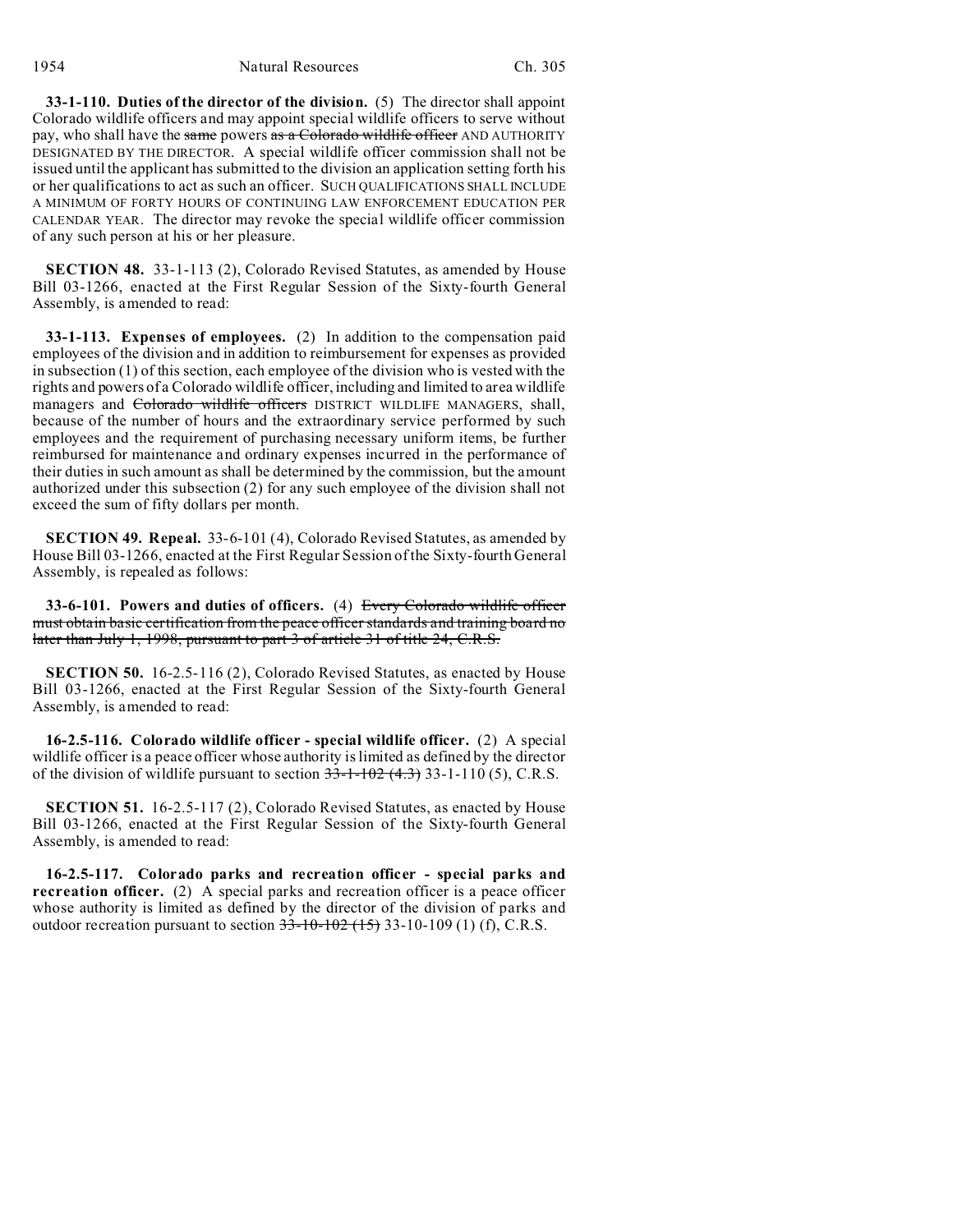**33-1-110. Duties of the director of the division.** (5) The director shall appoint Colorado wildlife officers and may appoint special wildlife officers to serve without pay, who shall have the ~~same~~ powers ~~as a Colorado wildlife officer~~ AND AUTHORITY DESIGNATED BY THE DIRECTOR. A special wildlife officer commission shall not be issued until the applicant has submitted to the division an application setting forth his or her qualifications to act as such an officer. SUCH QUALIFICATIONS SHALL INCLUDE A MINIMUM OF FORTY HOURS OF CONTINUING LAW ENFORCEMENT EDUCATION PER CALENDAR YEAR. The director may revoke the special wildlife officer commission of any such person at his or her pleasure.

**SECTION 48.** 33-1-113 (2), Colorado Revised Statutes, as amended by House Bill 03-1266, enacted at the First Regular Session of the Sixty-fourth General Assembly, is amended to read:

**33-1-113. Expenses of employees.** (2) In addition to the compensation paid employees of the division and in addition to reimbursement for expenses as provided in subsection (1) of this section, each employee of the division who is vested with the rights and powers of a Colorado wildlife officer, including and limited to area wildlife managers and ~~Colorado wildlife officers~~ DISTRICT WILDLIFE MANAGERS, shall, because of the number of hours and the extraordinary service performed by such employees and the requirement of purchasing necessary uniform items, be further reimbursed for maintenance and ordinary expenses incurred in the performance of their duties in such amount as shall be determined by the commission, but the amount authorized under this subsection (2) for any such employee of the division shall not exceed the sum of fifty dollars per month.

**SECTION 49. Repeal.** 33-6-101 (4), Colorado Revised Statutes, as amended by House Bill 03-1266, enacted at the First Regular Session of the Sixty-fourth General Assembly, is repealed as follows:

**33-6-101. Powers and duties of officers.** (4) ~~Every Colorado wildlife officer must obtain basic certification from the peace officer standards and training board no later than July 1, 1998, pursuant to part 3 of article 31 of title 24, C.R.S.~~

**SECTION 50.** 16-2.5-116 (2), Colorado Revised Statutes, as enacted by House Bill 03-1266, enacted at the First Regular Session of the Sixty-fourth General Assembly, is amended to read:

**16-2.5-116. Colorado wildlife officer - special wildlife officer.** (2) A special wildlife officer is a peace officer whose authority is limited as defined by the director of the division of wildlife pursuant to section ~~33-1-102 (4.3)~~ 33-1-110 (5), C.R.S.

**SECTION 51.** 16-2.5-117 (2), Colorado Revised Statutes, as enacted by House Bill 03-1266, enacted at the First Regular Session of the Sixty-fourth General Assembly, is amended to read:

**16-2.5-117. Colorado parks and recreation officer - special parks and recreation officer.** (2) A special parks and recreation officer is a peace officer whose authority is limited as defined by the director of the division of parks and outdoor recreation pursuant to section ~~33-10-102 (15)~~ 33-10-109 (1) (f), C.R.S.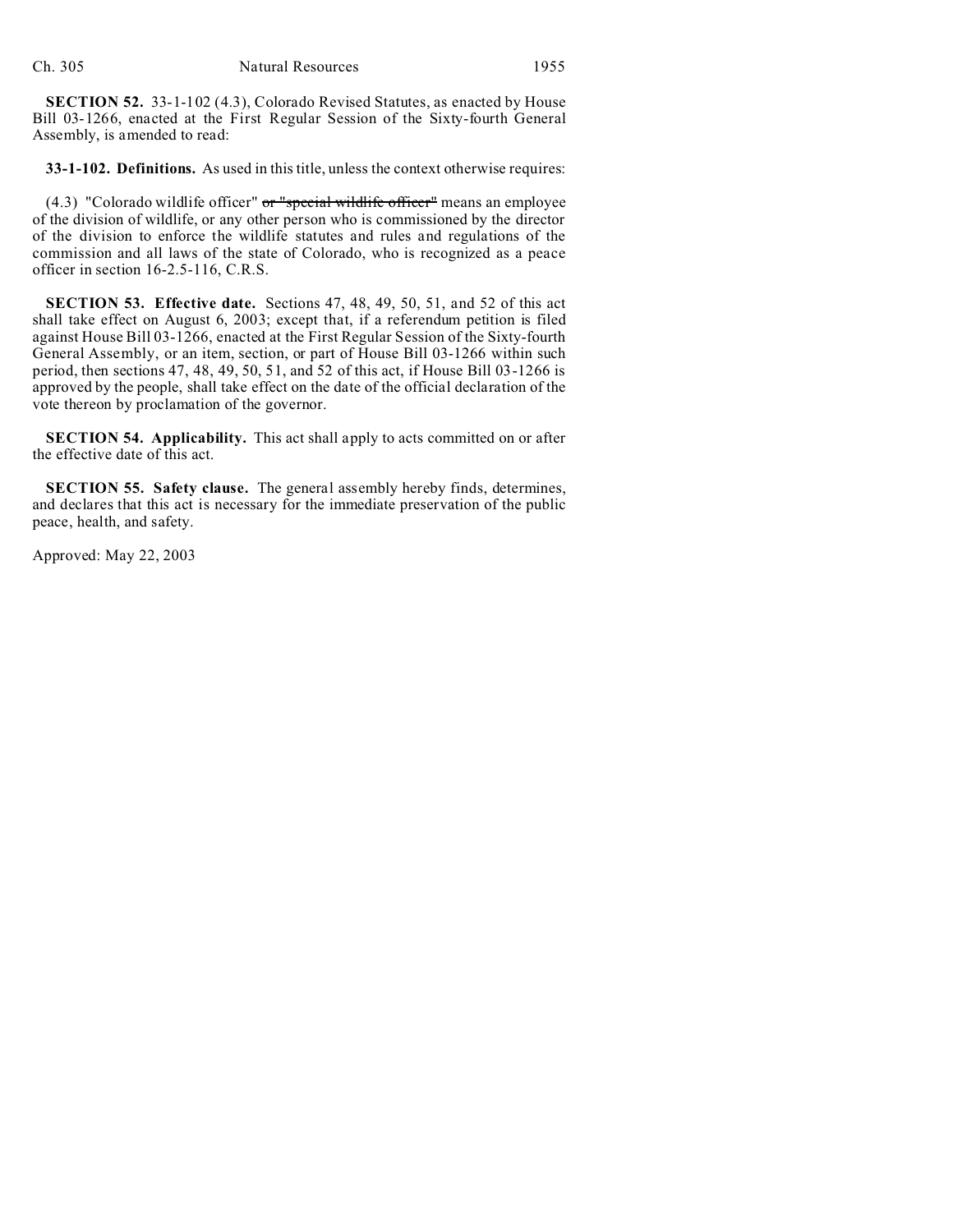**SECTION 52.** 33-1-102 (4.3), Colorado Revised Statutes, as enacted by House Bill 03-1266, enacted at the First Regular Session of the Sixty-fourth General Assembly, is amended to read:

**33-1-102. Definitions.** As used in this title, unless the context otherwise requires:

(4.3) "Colorado wildlife officer" ~~or "special wildlife officer"~~ means an employee of the division of wildlife, or any other person who is commissioned by the director of the division to enforce the wildlife statutes and rules and regulations of the commission and all laws of the state of Colorado, who is recognized as a peace officer in section 16-2.5-116, C.R.S.

**SECTION 53. Effective date.** Sections 47, 48, 49, 50, 51, and 52 of this act shall take effect on August 6, 2003; except that, if a referendum petition is filed against House Bill 03-1266, enacted at the First Regular Session of the Sixty-fourth General Assembly, or an item, section, or part of House Bill 03-1266 within such period, then sections 47, 48, 49, 50, 51, and 52 of this act, if House Bill 03-1266 is approved by the people, shall take effect on the date of the official declaration of the vote thereon by proclamation of the governor.

**SECTION 54. Applicability.** This act shall apply to acts committed on or after the effective date of this act.

**SECTION 55. Safety clause.** The general assembly hereby finds, determines, and declares that this act is necessary for the immediate preservation of the public peace, health, and safety.

Approved: May 22, 2003